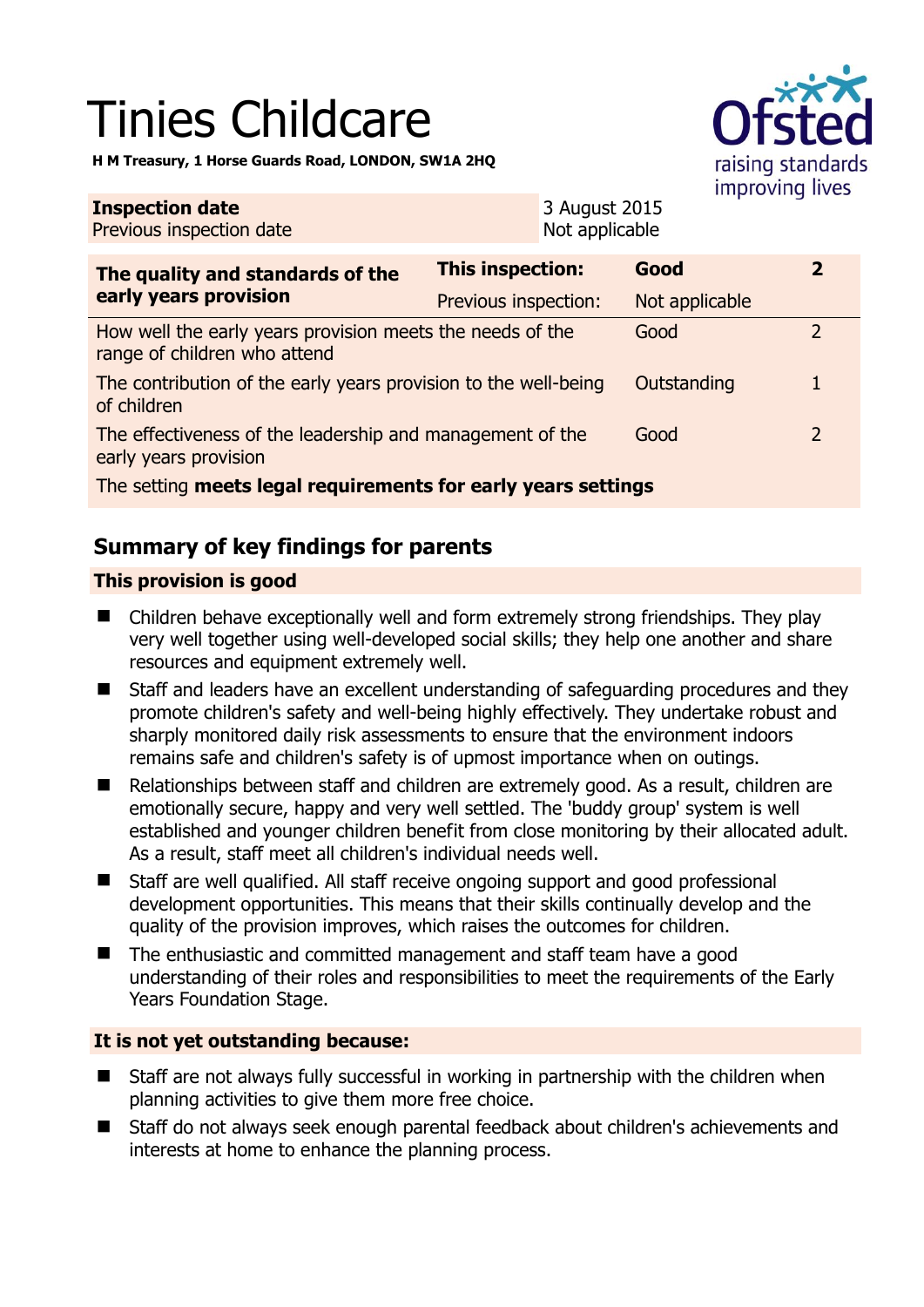# Tinies Childcare

**H M Treasury, 1 Horse Guards Road, LONDON, SW1A 2HQ**

| **Inspection date** | 3 August 2015 |
|---|---|
| Previous inspection date | Not applicable |

| **The quality and standards of the early years provision** | **This inspection:** | **Good** | **2** |
|---|---|---|---|
| | Previous inspection: | Not applicable | |
| How well the early years provision meets the needs of the range of children who attend | | Good | 2 |
| The contribution of the early years provision to the well-being of children | | Outstanding | 1 |
| The effectiveness of the leadership and management of the early years provision | | Good | 2 |
| The setting **meets legal requirements for early years settings** | | | |

## Summary of key findings for parents

### This provision is good

- Children behave exceptionally well and form extremely strong friendships. They play very well together using well-developed social skills; they help one another and share resources and equipment extremely well.
- Staff and leaders have an excellent understanding of safeguarding procedures and they promote children's safety and well-being highly effectively. They undertake robust and sharply monitored daily risk assessments to ensure that the environment indoors remains safe and children's safety is of upmost importance when on outings.
- Relationships between staff and children are extremely good. As a result, children are emotionally secure, happy and very well settled. The 'buddy group' system is well established and younger children benefit from close monitoring by their allocated adult. As a result, staff meet all children's individual needs well.
- Staff are well qualified. All staff receive ongoing support and good professional development opportunities. This means that their skills continually develop and the quality of the provision improves, which raises the outcomes for children.
- The enthusiastic and committed management and staff team have a good understanding of their roles and responsibilities to meet the requirements of the Early Years Foundation Stage.

### It is not yet outstanding because:

- Staff are not always fully successful in working in partnership with the children when planning activities to give them more free choice.
- Staff do not always seek enough parental feedback about children's achievements and interests at home to enhance the planning process.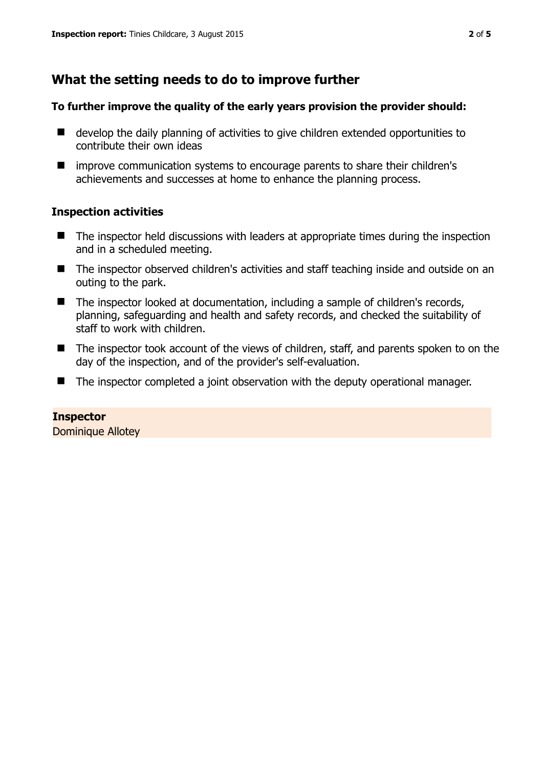## What the setting needs to do to improve further

**To further improve the quality of the early years provision the provider should:**

- develop the daily planning of activities to give children extended opportunities to contribute their own ideas
- improve communication systems to encourage parents to share their children's achievements and successes at home to enhance the planning process.

### Inspection activities

- The inspector held discussions with leaders at appropriate times during the inspection and in a scheduled meeting.
- The inspector observed children's activities and staff teaching inside and outside on an outing to the park.
- The inspector looked at documentation, including a sample of children's records, planning, safeguarding and health and safety records, and checked the suitability of staff to work with children.
- The inspector took account of the views of children, staff, and parents spoken to on the day of the inspection, and of the provider's self-evaluation.
- The inspector completed a joint observation with the deputy operational manager.

**Inspector**
Dominique Allotey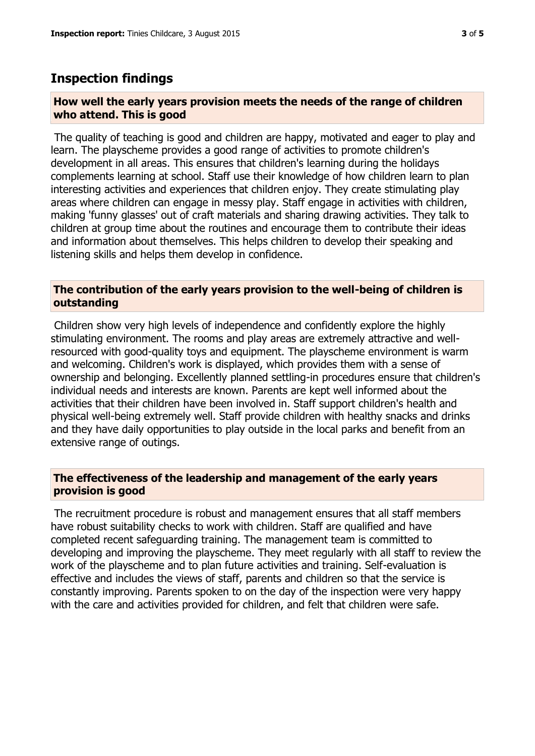## Inspection findings

### How well the early years provision meets the needs of the range of children who attend. This is good

The quality of teaching is good and children are happy, motivated and eager to play and learn. The playscheme provides a good range of activities to promote children's development in all areas. This ensures that children's learning during the holidays complements learning at school. Staff use their knowledge of how children learn to plan interesting activities and experiences that children enjoy. They create stimulating play areas where children can engage in messy play. Staff engage in activities with children, making 'funny glasses' out of craft materials and sharing drawing activities. They talk to children at group time about the routines and encourage them to contribute their ideas and information about themselves. This helps children to develop their speaking and listening skills and helps them develop in confidence.

### The contribution of the early years provision to the well-being of children is outstanding

Children show very high levels of independence and confidently explore the highly stimulating environment. The rooms and play areas are extremely attractive and well-resourced with good-quality toys and equipment. The playscheme environment is warm and welcoming. Children's work is displayed, which provides them with a sense of ownership and belonging. Excellently planned settling-in procedures ensure that children's individual needs and interests are known. Parents are kept well informed about the activities that their children have been involved in. Staff support children's health and physical well-being extremely well. Staff provide children with healthy snacks and drinks and they have daily opportunities to play outside in the local parks and benefit from an extensive range of outings.

### The effectiveness of the leadership and management of the early years provision is good

The recruitment procedure is robust and management ensures that all staff members have robust suitability checks to work with children. Staff are qualified and have completed recent safeguarding training. The management team is committed to developing and improving the playscheme. They meet regularly with all staff to review the work of the playscheme and to plan future activities and training. Self-evaluation is effective and includes the views of staff, parents and children so that the service is constantly improving. Parents spoken to on the day of the inspection were very happy with the care and activities provided for children, and felt that children were safe.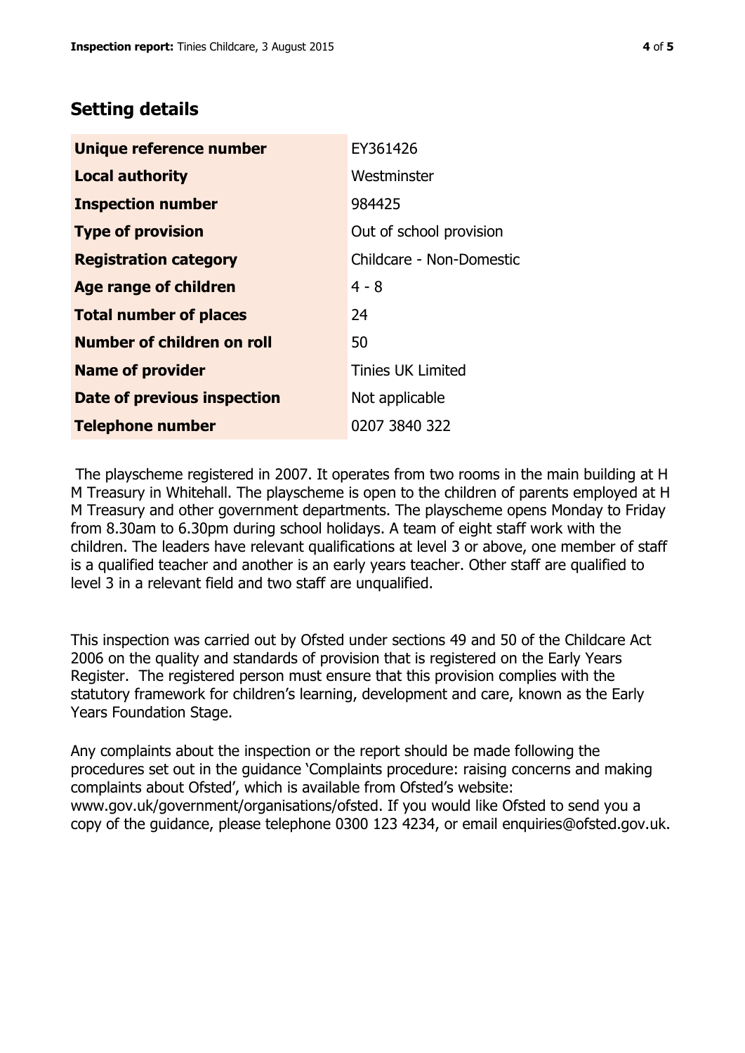## Setting details

| | |
|---|---|
| **Unique reference number** | EY361426 |
| **Local authority** | Westminster |
| **Inspection number** | 984425 |
| **Type of provision** | Out of school provision |
| **Registration category** | Childcare - Non-Domestic |
| **Age range of children** | 4 - 8 |
| **Total number of places** | 24 |
| **Number of children on roll** | 50 |
| **Name of provider** | Tinies UK Limited |
| **Date of previous inspection** | Not applicable |
| **Telephone number** | 0207 3840 322 |

The playscheme registered in 2007. It operates from two rooms in the main building at H M Treasury in Whitehall. The playscheme is open to the children of parents employed at H M Treasury and other government departments. The playscheme opens Monday to Friday from 8.30am to 6.30pm during school holidays. A team of eight staff work with the children. The leaders have relevant qualifications at level 3 or above, one member of staff is a qualified teacher and another is an early years teacher. Other staff are qualified to level 3 in a relevant field and two staff are unqualified.

This inspection was carried out by Ofsted under sections 49 and 50 of the Childcare Act 2006 on the quality and standards of provision that is registered on the Early Years Register. The registered person must ensure that this provision complies with the statutory framework for children's learning, development and care, known as the Early Years Foundation Stage.

Any complaints about the inspection or the report should be made following the procedures set out in the guidance 'Complaints procedure: raising concerns and making complaints about Ofsted', which is available from Ofsted's website: www.gov.uk/government/organisations/ofsted. If you would like Ofsted to send you a copy of the guidance, please telephone 0300 123 4234, or email enquiries@ofsted.gov.uk.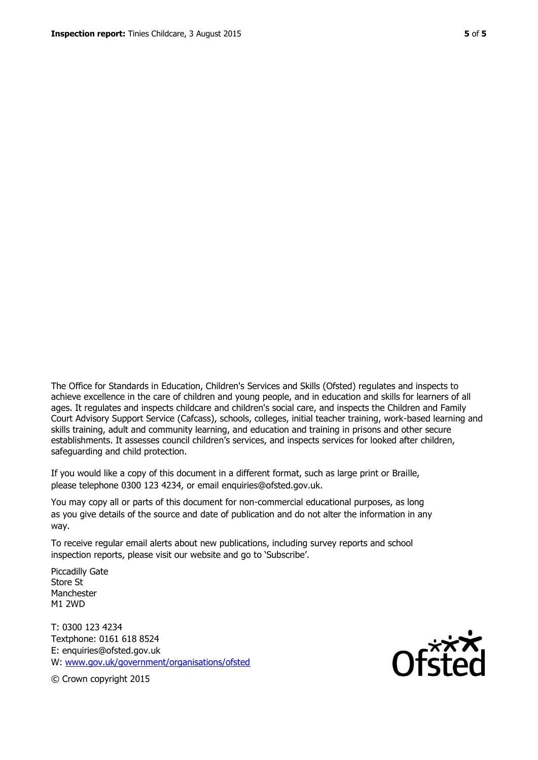The Office for Standards in Education, Children's Services and Skills (Ofsted) regulates and inspects to achieve excellence in the care of children and young people, and in education and skills for learners of all ages. It regulates and inspects childcare and children's social care, and inspects the Children and Family Court Advisory Support Service (Cafcass), schools, colleges, initial teacher training, work-based learning and skills training, adult and community learning, and education and training in prisons and other secure establishments. It assesses council children's services, and inspects services for looked after children, safeguarding and child protection.

If you would like a copy of this document in a different format, such as large print or Braille, please telephone 0300 123 4234, or email enquiries@ofsted.gov.uk.

You may copy all or parts of this document for non-commercial educational purposes, as long as you give details of the source and date of publication and do not alter the information in any way.

To receive regular email alerts about new publications, including survey reports and school inspection reports, please visit our website and go to 'Subscribe'.

Piccadilly Gate
Store St
Manchester
M1 2WD

T: 0300 123 4234
Textphone: 0161 618 8524
E: enquiries@ofsted.gov.uk
W: [www.gov.uk/government/organisations/ofsted](www.gov.uk/government/organisations/ofsted)

© Crown copyright 2015

Ofsted